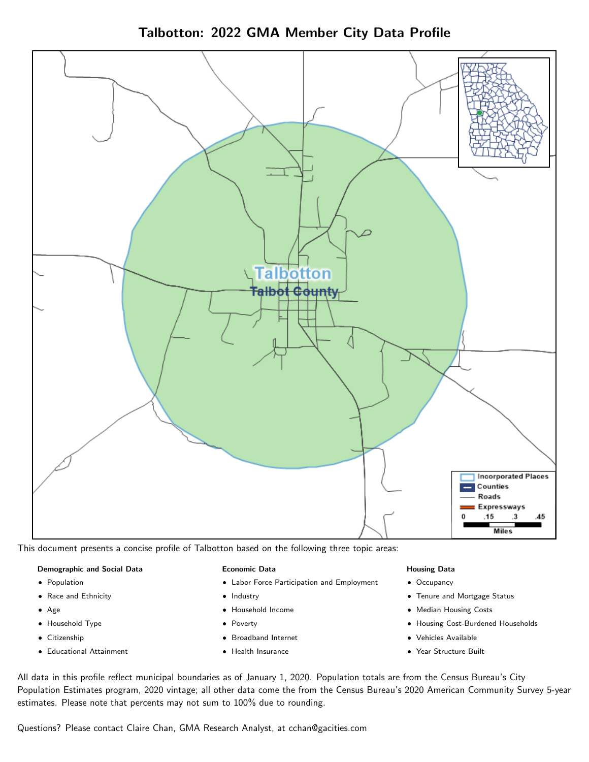# Talbotton: 2022 GMA Member City Data Profile

This document presents a concise profile of Talbotton based on the following three topic areas:

**Demographic and Social Data**

- Population
- Race and Ethnicity
- Age
- Household Type
- Citizenship
- Educational Attainment

**Economic Data**

- Labor Force Participation and Employment
- Industry
- Household Income
- Poverty
- Broadband Internet
- Health Insurance

**Housing Data**

- Occupancy
- Tenure and Mortgage Status
- Median Housing Costs
- Housing Cost-Burdened Households
- Vehicles Available
- Year Structure Built

All data in this profile reflect municipal boundaries as of January 1, 2020. Population totals are from the Census Bureau's City Population Estimates program, 2020 vintage; all other data come the from the Census Bureau's 2020 American Community Survey 5-year estimates. Please note that percents may not sum to 100% due to rounding.

Questions? Please contact Claire Chan, GMA Research Analyst, at cchan@gacities.com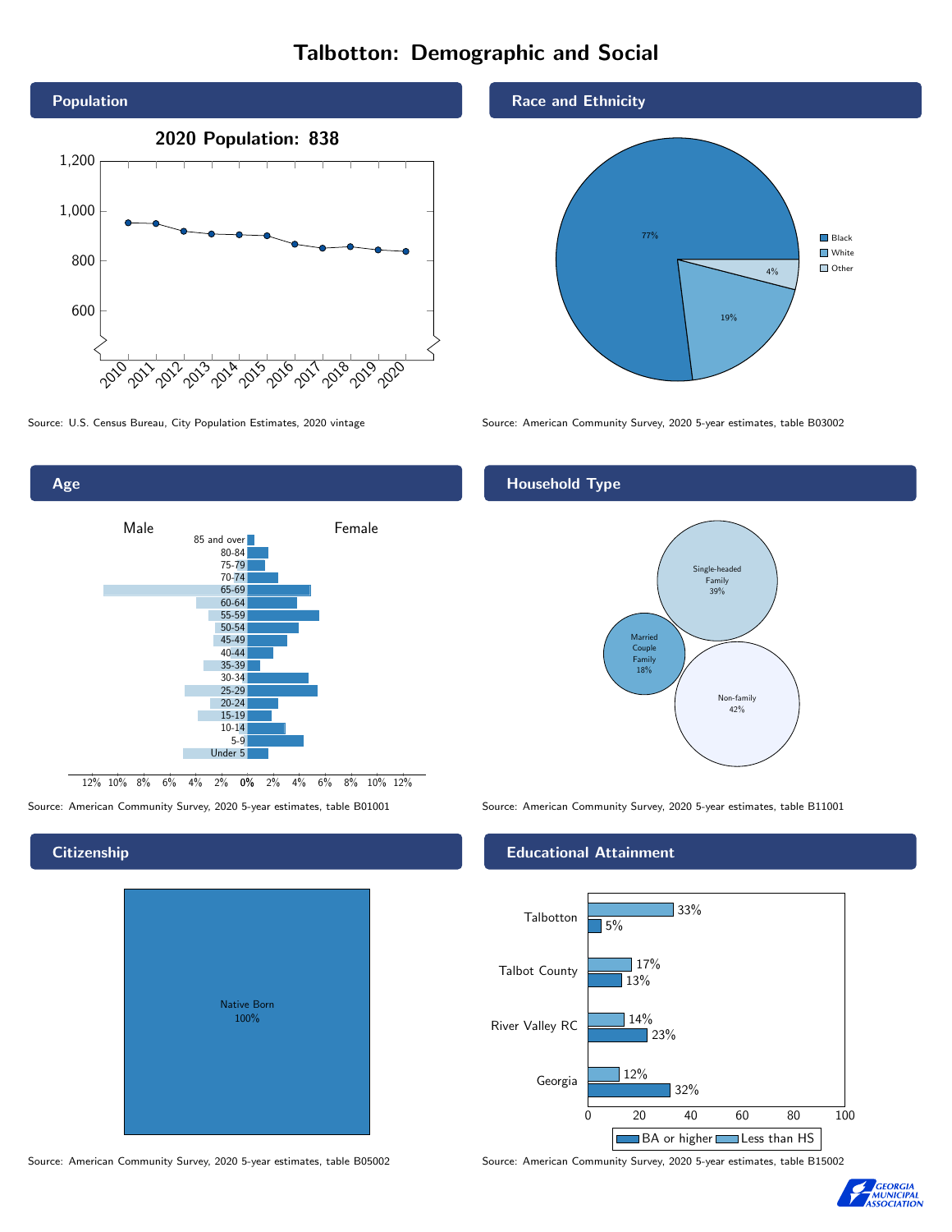# Talbotton: Demographic and Social

## Population

2020 Population: 838

Source: U.S. Census Bureau, City Population Estimates, 2020 vintage

## Race and Ethnicity

| Race | Percent |
|---|---|
| Black | 77% |
| White | 19% |
| Other | 4% |

Source: American Community Survey, 2020 5-year estimates, table B03002

## Age

Male / Female

Source: American Community Survey, 2020 5-year estimates, table B01001

## Household Type

| Household Type | Percent |
|---|---|
| Single-headed Family | 39% |
| Married Couple Family | 18% |
| Non-family | 42% |

Source: American Community Survey, 2020 5-year estimates, table B11001

## Citizenship

Native Born 100%

Source: American Community Survey, 2020 5-year estimates, table B05002

## Educational Attainment

| | Less than HS | BA or higher |
|---|---|---|
| Talbotton | 33% | 5% |
| Talbot County | 17% | 13% |
| River Valley RC | 14% | 23% |
| Georgia | 12% | 32% |

Source: American Community Survey, 2020 5-year estimates, table B15002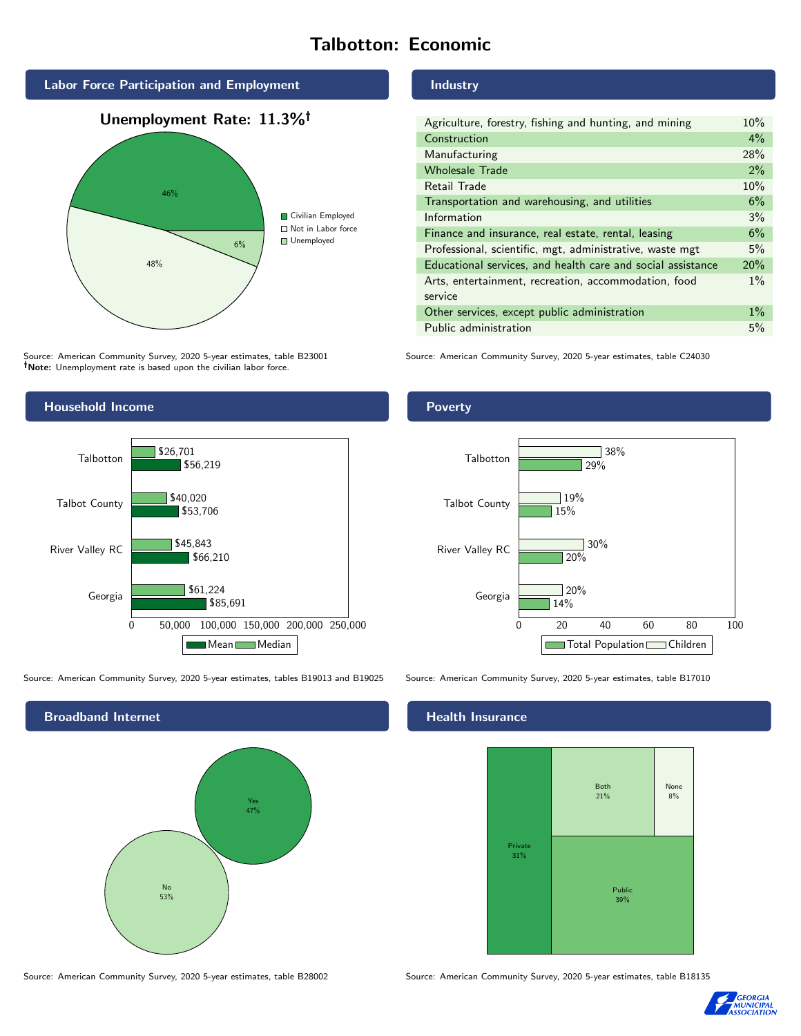# Talbotton: Economic

## Labor Force Participation and Employment

**Unemployment Rate: 11.3%†**

| Category | Percent |
|---|---|
| Civilian Employed | 46% |
| Not in Labor force | 48% |
| Unemployed | 6% |

Source: American Community Survey, 2020 5-year estimates, table B23001
**†Note:** Unemployment rate is based upon the civilian labor force.

## Industry

| Industry | Percent |
|---|---|
| Agriculture, forestry, fishing and hunting, and mining | 10% |
| Construction | 4% |
| Manufacturing | 28% |
| Wholesale Trade | 2% |
| Retail Trade | 10% |
| Transportation and warehousing, and utilities | 6% |
| Information | 3% |
| Finance and insurance, real estate, rental, leasing | 6% |
| Professional, scientific, mgt, administrative, waste mgt | 5% |
| Educational services, and health care and social assistance | 20% |
| Arts, entertainment, recreation, accommodation, food service | 1% |
| Other services, except public administration | 1% |
| Public administration | 5% |

Source: American Community Survey, 2020 5-year estimates, table C24030

## Household Income

| | Median | Mean |
|---|---|---|
| Talbotton | $26,701 | $56,219 |
| Talbot County | $40,020 | $53,706 |
| River Valley RC | $45,843 | $66,210 |
| Georgia | $61,224 | $85,691 |

Source: American Community Survey, 2020 5-year estimates, tables B19013 and B19025

## Poverty

| | Children | Total Population |
|---|---|---|
| Talbotton | 38% | 29% |
| Talbot County | 19% | 15% |
| River Valley RC | 30% | 20% |
| Georgia | 20% | 14% |

Source: American Community Survey, 2020 5-year estimates, table B17010

## Broadband Internet

| | Percent |
|---|---|
| Yes | 47% |
| No | 53% |

Source: American Community Survey, 2020 5-year estimates, table B28002

## Health Insurance

| | Percent |
|---|---|
| Private | 31% |
| Both | 21% |
| None | 8% |
| Public | 39% |

Source: American Community Survey, 2020 5-year estimates, table B18135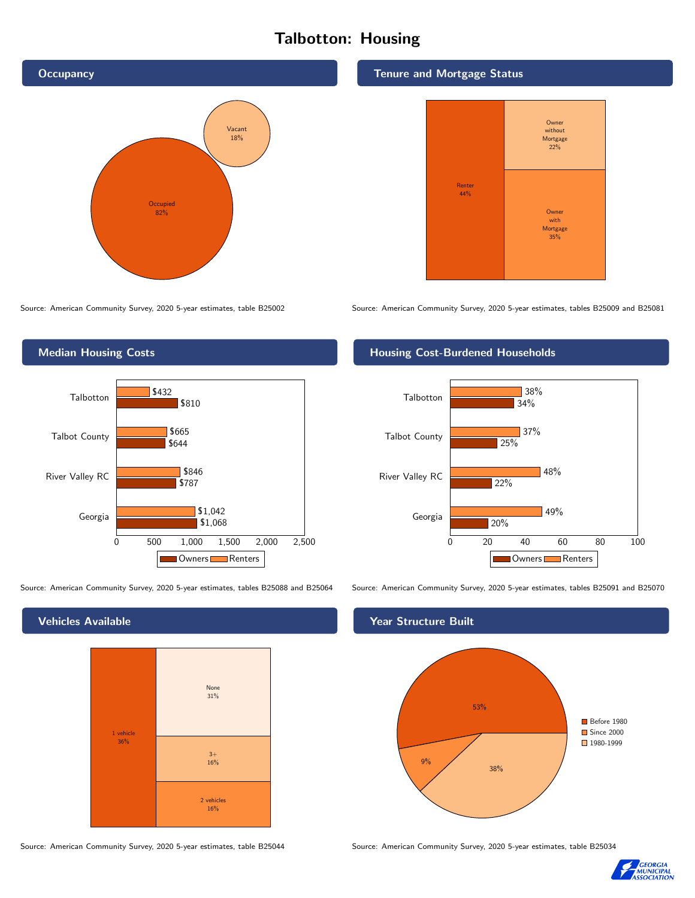# Talbotton: Housing

## Occupancy

Vacant
18%

Occupied
82%

Source: American Community Survey, 2020 5-year estimates, table B25002

## Tenure and Mortgage Status

Renter
44%

Owner without Mortgage
22%

Owner with Mortgage
35%

Source: American Community Survey, 2020 5-year estimates, tables B25009 and B25081

## Median Housing Costs

Talbotton: $432, $810

Talbot County: $665, $644

River Valley RC: $846, $787

Georgia: $1,042, $1,068

0, 500, 1,000, 1,500, 2,000, 2,500

Owners, Renters

Source: American Community Survey, 2020 5-year estimates, tables B25088 and B25064

## Housing Cost-Burdened Households

Talbotton: 38%, 34%

Talbot County: 37%, 25%

River Valley RC: 48%, 22%

Georgia: 49%, 20%

0, 20, 40, 60, 80, 100

Owners, Renters

Source: American Community Survey, 2020 5-year estimates, tables B25091 and B25070

## Vehicles Available

1 vehicle
36%

None
31%

3+
16%

2 vehicles
16%

Source: American Community Survey, 2020 5-year estimates, table B25044

## Year Structure Built

53%

9%

38%

Before 1980
Since 2000
1980-1999

Source: American Community Survey, 2020 5-year estimates, table B25034

GEORGIA MUNICIPAL ASSOCIATION